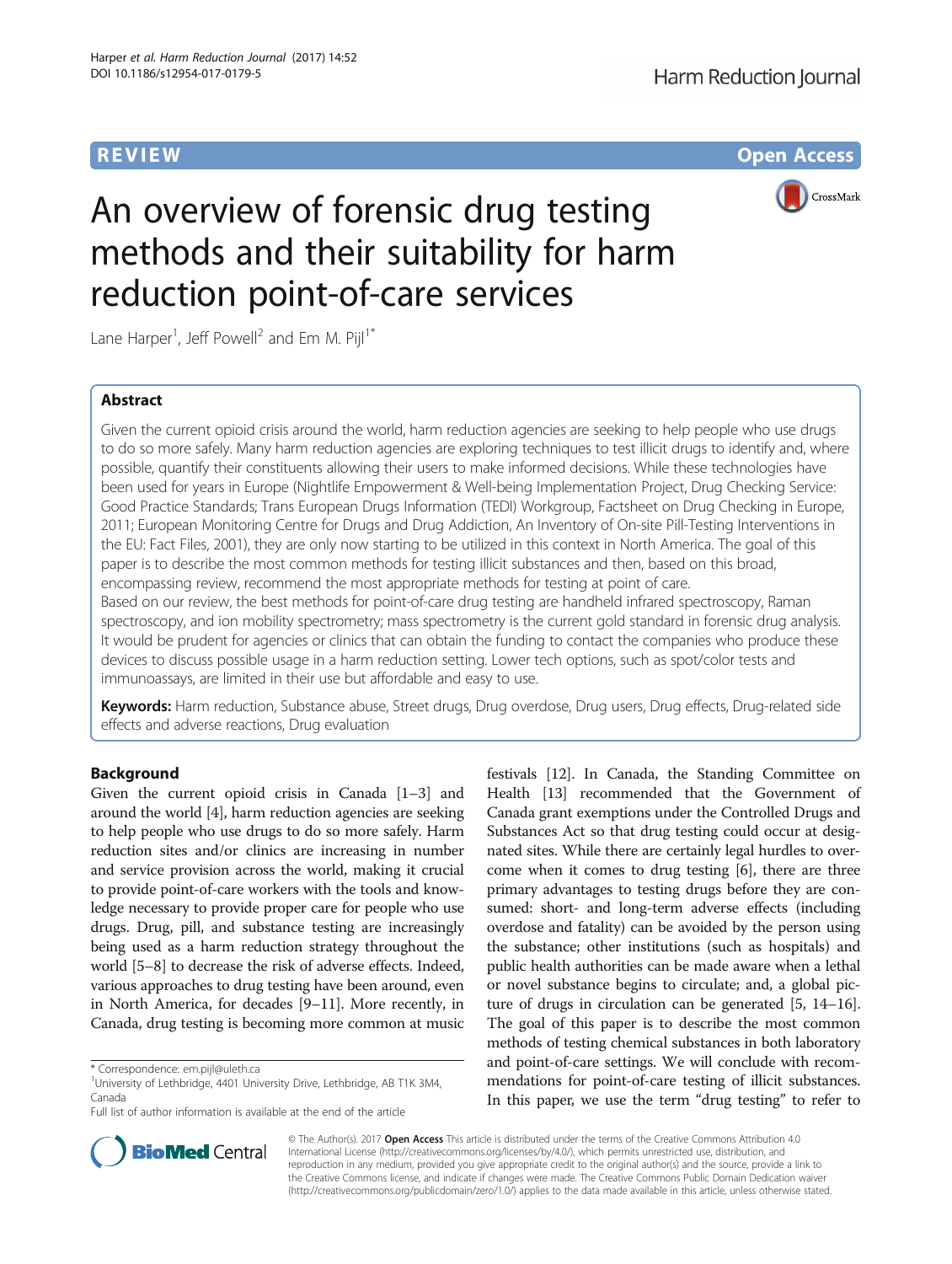REVIEW Open Access

# An overview of forensic drug testing methods and their suitability for harm reduction point-of-care services

Lane Harper[1], Jeff Powell[2] and Em M. Pijl[1*]

## Abstract

Given the current opioid crisis around the world, harm reduction agencies are seeking to help people who use drugs to do so more safely. Many harm reduction agencies are exploring techniques to test illicit drugs to identify and, where possible, quantify their constituents allowing their users to make informed decisions. While these technologies have been used for years in Europe (Nightlife Empowerment & Well-being Implementation Project, Drug Checking Service: Good Practice Standards; Trans European Drugs Information (TEDI) Workgroup, Factsheet on Drug Checking in Europe, 2011; European Monitoring Centre for Drugs and Drug Addiction, An Inventory of On-site Pill-Testing Interventions in the EU: Fact Files, 2001), they are only now starting to be utilized in this context in North America. The goal of this paper is to describe the most common methods for testing illicit substances and then, based on this broad, encompassing review, recommend the most appropriate methods for testing at point of care.

Based on our review, the best methods for point-of-care drug testing are handheld infrared spectroscopy, Raman spectroscopy, and ion mobility spectrometry; mass spectrometry is the current gold standard in forensic drug analysis. It would be prudent for agencies or clinics that can obtain the funding to contact the companies who produce these devices to discuss possible usage in a harm reduction setting. Lower tech options, such as spot/color tests and immunoassays, are limited in their use but affordable and easy to use.

**Keywords:** Harm reduction, Substance abuse, Street drugs, Drug overdose, Drug users, Drug effects, Drug-related side effects and adverse reactions, Drug evaluation

## Background

Given the current opioid crisis in Canada [1–3] and around the world [4], harm reduction agencies are seeking to help people who use drugs to do so more safely. Harm reduction sites and/or clinics are increasing in number and service provision across the world, making it crucial to provide point-of-care workers with the tools and knowledge necessary to provide proper care for people who use drugs. Drug, pill, and substance testing are increasingly being used as a harm reduction strategy throughout the world [5–8] to decrease the risk of adverse effects. Indeed, various approaches to drug testing have been around, even in North America, for decades [9–11]. More recently, in Canada, drug testing is becoming more common at music festivals [12]. In Canada, the Standing Committee on Health [13] recommended that the Government of Canada grant exemptions under the Controlled Drugs and Substances Act so that drug testing could occur at designated sites. While there are certainly legal hurdles to overcome when it comes to drug testing [6], there are three primary advantages to testing drugs before they are consumed: short- and long-term adverse effects (including overdose and fatality) can be avoided by the person using the substance; other institutions (such as hospitals) and public health authorities can be made aware when a lethal or novel substance begins to circulate; and, a global picture of drugs in circulation can be generated [5, 14–16]. The goal of this paper is to describe the most common methods of testing chemical substances in both laboratory and point-of-care settings. We will conclude with recommendations for point-of-care testing of illicit substances. In this paper, we use the term "drug testing" to refer to

\* Correspondence: em.pijl@uleth.ca

[1]University of Lethbridge, 4401 University Drive, Lethbridge, AB T1K 3M4, Canada

Full list of author information is available at the end of the article

© The Author(s). 2017 **Open Access** This article is distributed under the terms of the Creative Commons Attribution 4.0 International License (http://creativecommons.org/licenses/by/4.0/), which permits unrestricted use, distribution, and reproduction in any medium, provided you give appropriate credit to the original author(s) and the source, provide a link to the Creative Commons license, and indicate if changes were made. The Creative Commons Public Domain Dedication waiver (http://creativecommons.org/publicdomain/zero/1.0/) applies to the data made available in this article, unless otherwise stated.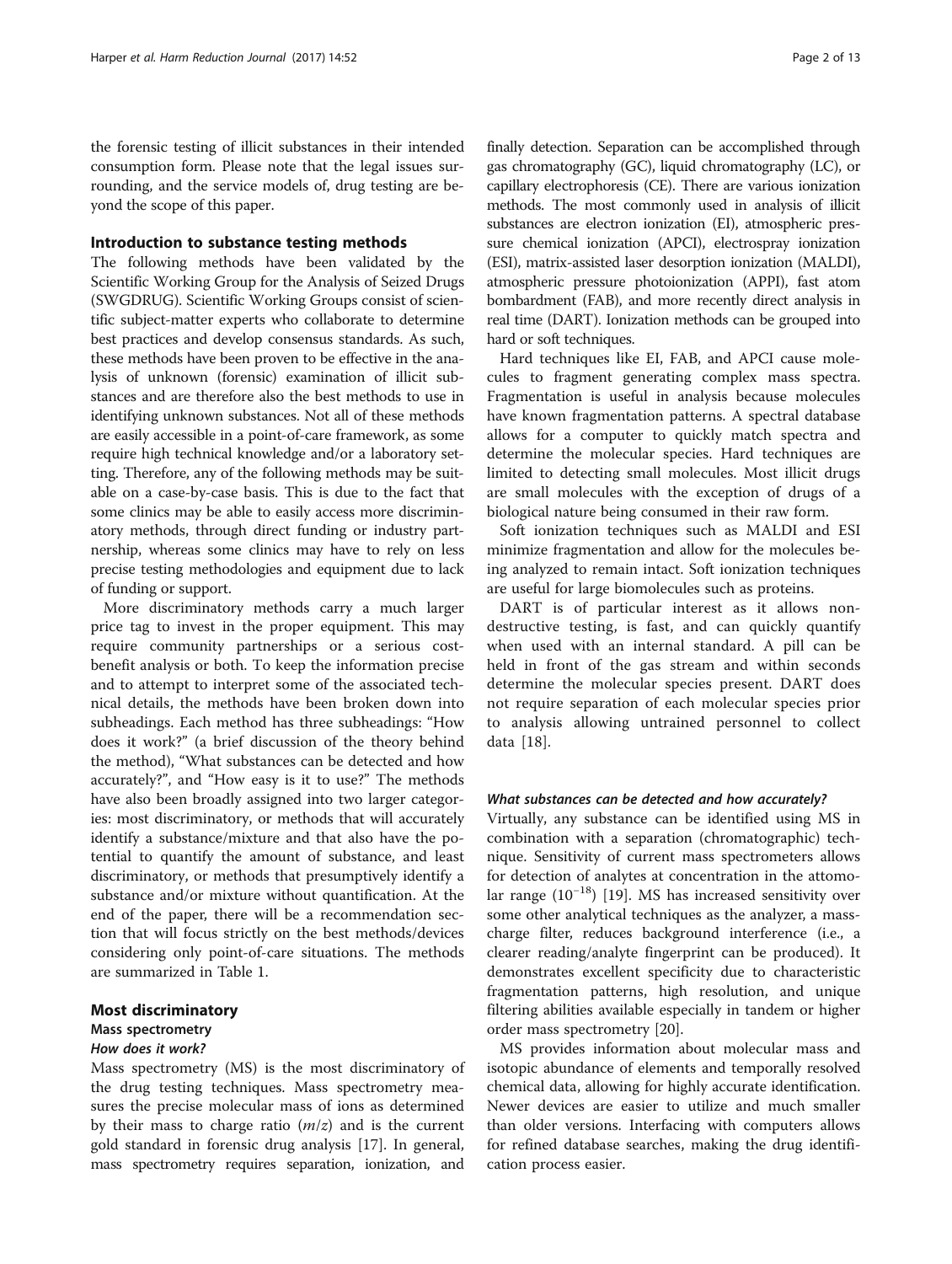the forensic testing of illicit substances in their intended consumption form. Please note that the legal issues surrounding, and the service models of, drug testing are beyond the scope of this paper.

## Introduction to substance testing methods

The following methods have been validated by the Scientific Working Group for the Analysis of Seized Drugs (SWGDRUG). Scientific Working Groups consist of scientific subject-matter experts who collaborate to determine best practices and develop consensus standards. As such, these methods have been proven to be effective in the analysis of unknown (forensic) examination of illicit substances and are therefore also the best methods to use in identifying unknown substances. Not all of these methods are easily accessible in a point-of-care framework, as some require high technical knowledge and/or a laboratory setting. Therefore, any of the following methods may be suitable on a case-by-case basis. This is due to the fact that some clinics may be able to easily access more discriminatory methods, through direct funding or industry partnership, whereas some clinics may have to rely on less precise testing methodologies and equipment due to lack of funding or support.

More discriminatory methods carry a much larger price tag to invest in the proper equipment. This may require community partnerships or a serious cost-benefit analysis or both. To keep the information precise and to attempt to interpret some of the associated technical details, the methods have been broken down into subheadings. Each method has three subheadings: "How does it work?" (a brief discussion of the theory behind the method), "What substances can be detected and how accurately?", and "How easy is it to use?" The methods have also been broadly assigned into two larger categories: most discriminatory, or methods that will accurately identify a substance/mixture and that also have the potential to quantify the amount of substance, and least discriminatory, or methods that presumptively identify a substance and/or mixture without quantification. At the end of the paper, there will be a recommendation section that will focus strictly on the best methods/devices considering only point-of-care situations. The methods are summarized in Table 1.

## Most discriminatory

### Mass spectrometry

#### *How does it work?*

Mass spectrometry (MS) is the most discriminatory of the drug testing techniques. Mass spectrometry measures the precise molecular mass of ions as determined by their mass to charge ratio ($m/z$) and is the current gold standard in forensic drug analysis [17]. In general, mass spectrometry requires separation, ionization, and finally detection. Separation can be accomplished through gas chromatography (GC), liquid chromatography (LC), or capillary electrophoresis (CE). There are various ionization methods. The most commonly used in analysis of illicit substances are electron ionization (EI), atmospheric pressure chemical ionization (APCI), electrospray ionization (ESI), matrix-assisted laser desorption ionization (MALDI), atmospheric pressure photoionization (APPI), fast atom bombardment (FAB), and more recently direct analysis in real time (DART). Ionization methods can be grouped into hard or soft techniques.

Hard techniques like EI, FAB, and APCI cause molecules to fragment generating complex mass spectra. Fragmentation is useful in analysis because molecules have known fragmentation patterns. A spectral database allows for a computer to quickly match spectra and determine the molecular species. Hard techniques are limited to detecting small molecules. Most illicit drugs are small molecules with the exception of drugs of a biological nature being consumed in their raw form.

Soft ionization techniques such as MALDI and ESI minimize fragmentation and allow for the molecules being analyzed to remain intact. Soft ionization techniques are useful for large biomolecules such as proteins.

DART is of particular interest as it allows non-destructive testing, is fast, and can quickly quantify when used with an internal standard. A pill can be held in front of the gas stream and within seconds determine the molecular species present. DART does not require separation of each molecular species prior to analysis allowing untrained personnel to collect data [18].

#### *What substances can be detected and how accurately?*

Virtually, any substance can be identified using MS in combination with a separation (chromatographic) technique. Sensitivity of current mass spectrometers allows for detection of analytes at concentration in the attomolar range ($10^{-18}$) [19]. MS has increased sensitivity over some other analytical techniques as the analyzer, a mass-charge filter, reduces background interference (i.e., a clearer reading/analyte fingerprint can be produced). It demonstrates excellent specificity due to characteristic fragmentation patterns, high resolution, and unique filtering abilities available especially in tandem or higher order mass spectrometry [20].

MS provides information about molecular mass and isotopic abundance of elements and temporally resolved chemical data, allowing for highly accurate identification. Newer devices are easier to utilize and much smaller than older versions. Interfacing with computers allows for refined database searches, making the drug identification process easier.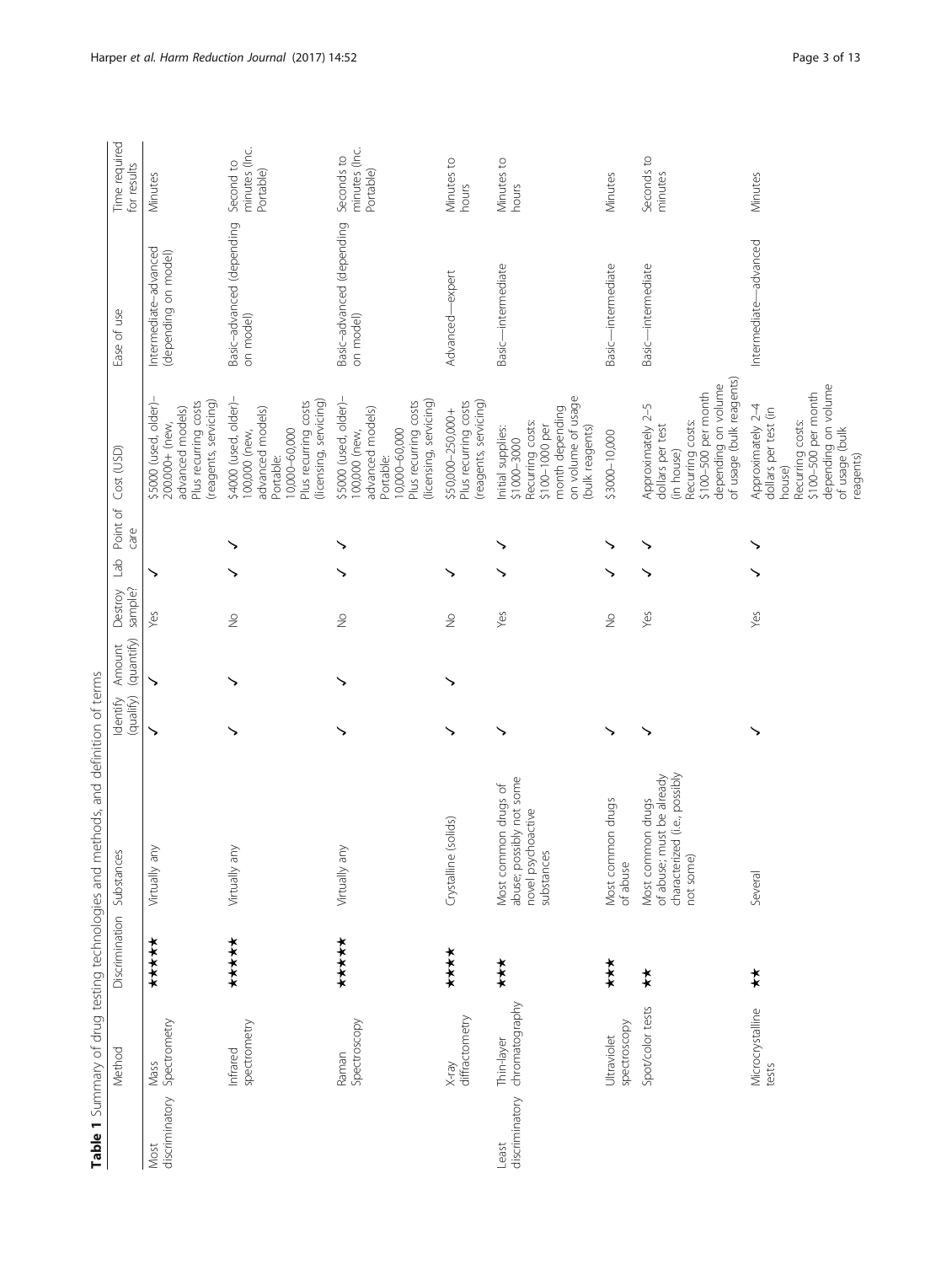**Table 1** Summary of drug testing technologies and methods, and definition of terms

| | Method | Discrimination | Substances | Identify (qualify) | Amount (quantify) | Destroy sample? | Lab | Point of care | Cost (USD) | Ease of use | Time required for results |
|---|---|---|---|---|---|---|---|---|---|---|---|
| Most discriminatory | Mass Spectrometry | ★★★★★ | Virtually any | ✓ | ✓ | Yes | ✓ | | $5000 (used, older)–200,000+ (new, advanced models) Plus recurring costs (reagents, servicing) | Intermediate–advanced (depending on model) | Minutes |
| | Infrared spectrometry | ★★★★★ | Virtually any | ✓ | ✓ | No | ✓ | ✓ | $4000 (used, older)–100,000 (new, advanced models) Portable: 10,000–60,000 Plus recurring costs (licensing, servicing) | Basic–advanced (depending on model) | Second to minutes (Inc. Portable) |
| | Raman Spectroscopy | ★★★★★ | Virtually any | ✓ | ✓ | No | ✓ | ✓ | $5000 (used, older)–100,000 (new, advanced models) Portable: 10,000–60,000 Plus recurring costs (licensing, servicing) | Basic–advanced (depending on model) | Seconds to minutes (Inc. Portable) |
| | X-ray diffractometry | ★★★★ | Crystalline (solids) | ✓ | ✓ | No | ✓ | | $50,000–250,000+ Plus recurring costs (reagents, servicing) | Advanced—expert | Minutes to hours |
| Least discriminatory | Thin-layer chromatography | ★★★ | Most common drugs of abuse; possibly not some novel psychoactive substances | ✓ | | Yes | ✓ | ✓ | Initial supplies: $1000–3000 Recurring costs: $100–1000 per month depending on volume of usage (bulk reagents) | Basic—intermediate | Minutes to hours |
| | Ultraviolet spectroscopy | ★★★ | Most common drugs of abuse | ✓ | | No | ✓ | ✓ | $3000–10,000 | Basic—intermediate | Minutes |
| | Spot/color tests | ★★ | Most common drugs of abuse; must be already characterized (i.e., possibly not some) | ✓ | | Yes | ✓ | ✓ | Approximately 2–5 dollars per test (in house) Recurring costs: $100–500 per month depending on volume of usage (bulk reagents) | Basic—intermediate | Seconds to minutes |
| | Microcrystalline tests | ★★ | Several | ✓ | | Yes | ✓ | ✓ | Approximately 2–4 dollars per test (in house) Recurring costs: $100–500 per month depending on volume of usage (bulk reagents) | Intermediate—advanced | Minutes |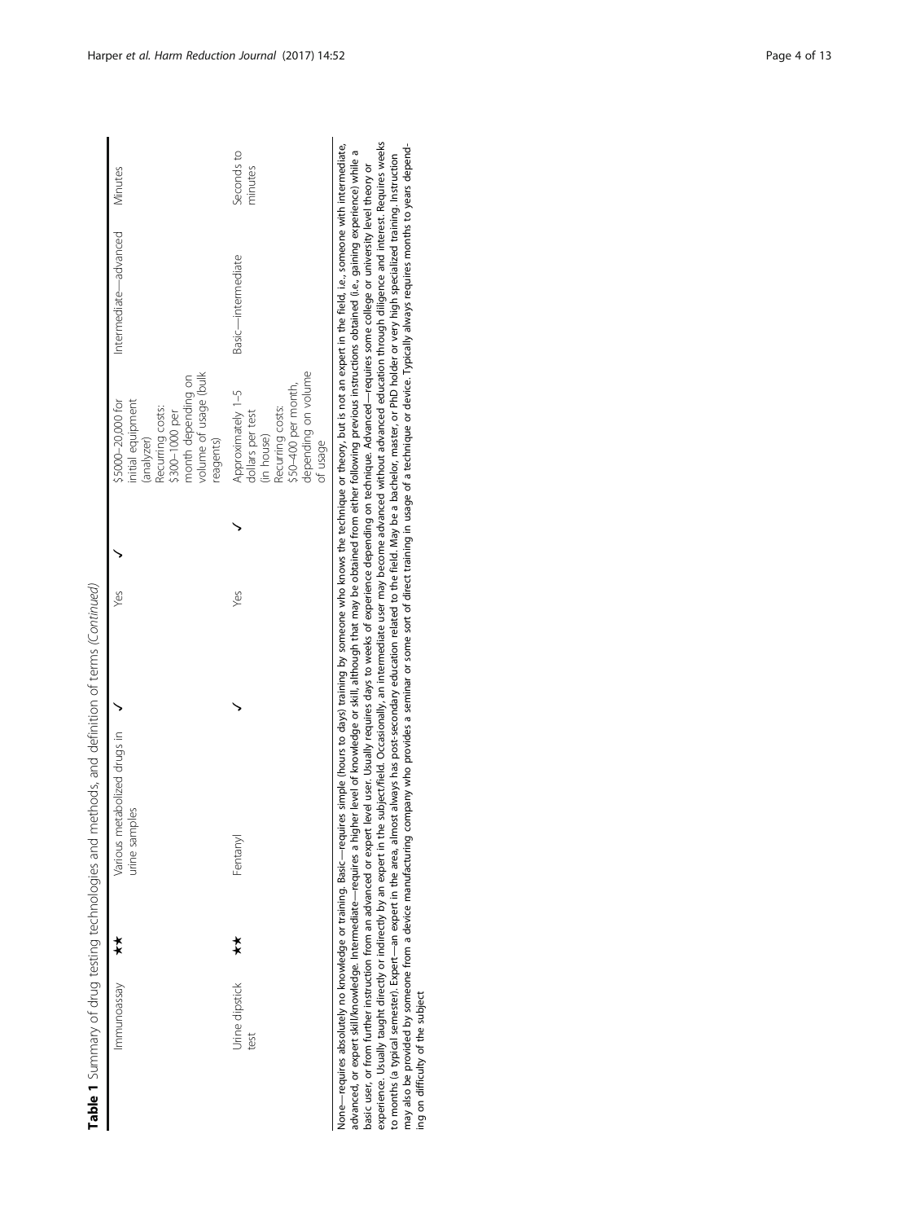**Table 1** Summary of drug testing technologies and methods, and definition of terms *(Continued)*

| | | | | | | | | |
|---|---|---|---|---|---|---|---|---|
| Immunoassay | ★★ | Various metabolized drugs in urine samples | ✓ | Yes | ✓ | $5000–20,000 for initial equipment (analyzer)<br>Recurring costs: $300–1000 per month depending on volume of usage (bulk reagents) | Intermediate—advanced | Minutes |
| Urine dipstick test | ★★ | Fentanyl | ✓ | Yes | ✓ | Approximately 1–5 dollars per test (in house)<br>Recurring costs: $50–400 per month, depending on volume of usage | Basic—intermediate | Seconds to minutes |

None—requires absolutely no knowledge or training. Basic—requires simple (hours to days) training by someone who knows the technique or theory, but is not an expert in the field, i.e., someone with intermediate, advanced, or expert skill/knowledge. Intermediate—requires a higher level of knowledge or skill, although that may be obtained from either following previous instructions obtained (i.e., gaining experience) while a basic user, or from further instruction from an advanced or expert level user. Usually requires days to weeks of experience depending on technique. Advanced—requires some college or university level theory or experience. Usually taught directly or indirectly by an expert in the subject/field. Occasionally, an intermediate user may become advanced without advanced education through diligence and interest. Requires weeks to months (a typical semester). Expert—an expert in the area, almost always has post-secondary education related to the field. May be a bachelor, master, or PhD holder or very high specialized training. Instruction may also be provided by someone from a device manufacturing company who provides a seminar or some sort of direct training in usage of a technique or device. Typically always requires months to years depending on difficulty of the subject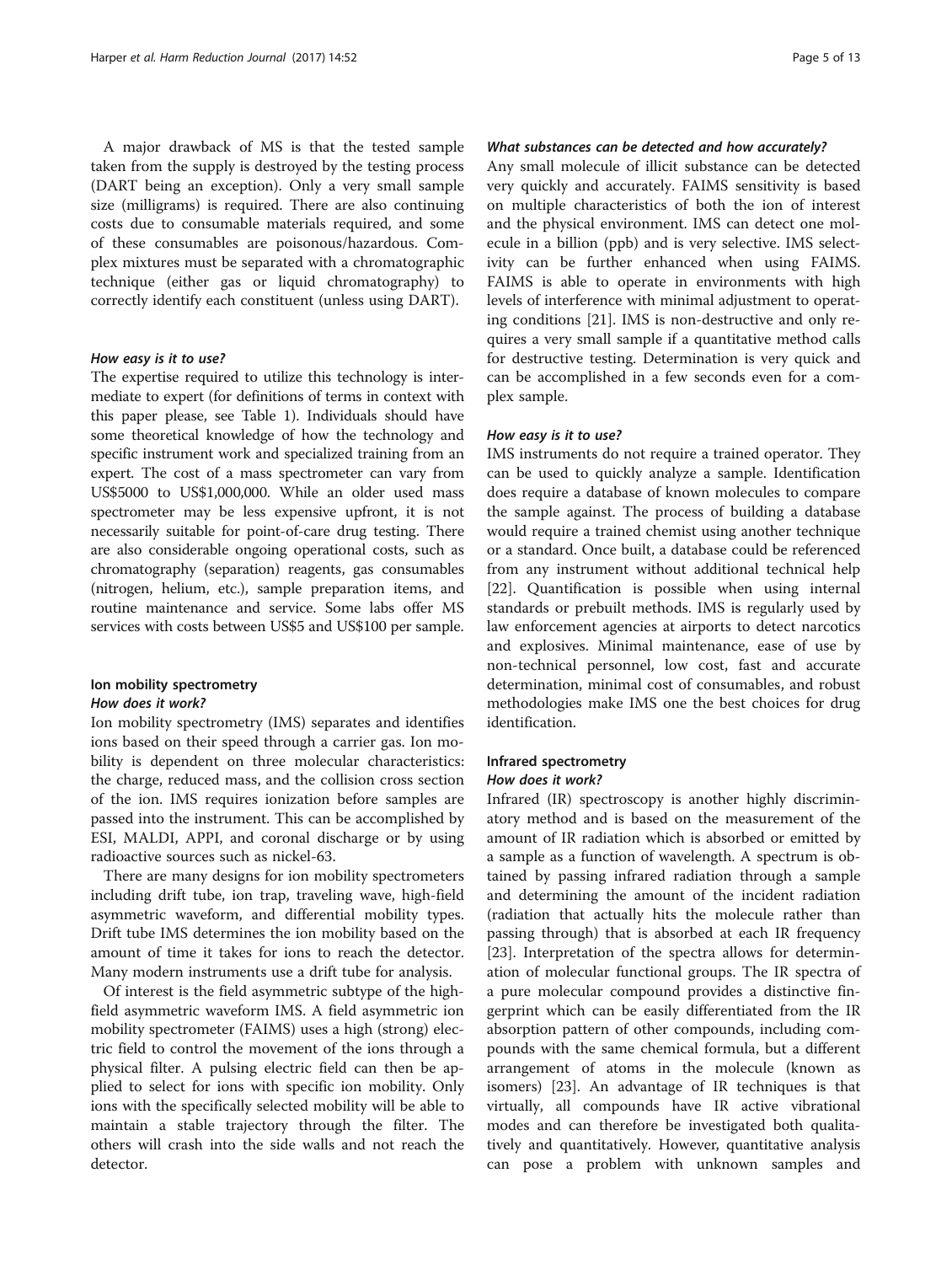A major drawback of MS is that the tested sample taken from the supply is destroyed by the testing process (DART being an exception). Only a very small sample size (milligrams) is required. There are also continuing costs due to consumable materials required, and some of these consumables are poisonous/hazardous. Complex mixtures must be separated with a chromatographic technique (either gas or liquid chromatography) to correctly identify each constituent (unless using DART).

#### *How easy is it to use?*

The expertise required to utilize this technology is intermediate to expert (for definitions of terms in context with this paper please, see Table 1). Individuals should have some theoretical knowledge of how the technology and specific instrument work and specialized training from an expert. The cost of a mass spectrometer can vary from US$5000 to US$1,000,000. While an older used mass spectrometer may be less expensive upfront, it is not necessarily suitable for point-of-care drug testing. There are also considerable ongoing operational costs, such as chromatography (separation) reagents, gas consumables (nitrogen, helium, etc.), sample preparation items, and routine maintenance and service. Some labs offer MS services with costs between US$5 and US$100 per sample.

### Ion mobility spectrometry

#### *How does it work?*

Ion mobility spectrometry (IMS) separates and identifies ions based on their speed through a carrier gas. Ion mobility is dependent on three molecular characteristics: the charge, reduced mass, and the collision cross section of the ion. IMS requires ionization before samples are passed into the instrument. This can be accomplished by ESI, MALDI, APPI, and coronal discharge or by using radioactive sources such as nickel-63.

There are many designs for ion mobility spectrometers including drift tube, ion trap, traveling wave, high-field asymmetric waveform, and differential mobility types. Drift tube IMS determines the ion mobility based on the amount of time it takes for ions to reach the detector. Many modern instruments use a drift tube for analysis.

Of interest is the field asymmetric subtype of the high-field asymmetric waveform IMS. A field asymmetric ion mobility spectrometer (FAIMS) uses a high (strong) electric field to control the movement of the ions through a physical filter. A pulsing electric field can then be applied to select for ions with specific ion mobility. Only ions with the specifically selected mobility will be able to maintain a stable trajectory through the filter. The others will crash into the side walls and not reach the detector.

#### *What substances can be detected and how accurately?*

Any small molecule of illicit substance can be detected very quickly and accurately. FAIMS sensitivity is based on multiple characteristics of both the ion of interest and the physical environment. IMS can detect one molecule in a billion (ppb) and is very selective. IMS selectivity can be further enhanced when using FAIMS. FAIMS is able to operate in environments with high levels of interference with minimal adjustment to operating conditions [21]. IMS is non-destructive and only requires a very small sample if a quantitative method calls for destructive testing. Determination is very quick and can be accomplished in a few seconds even for a complex sample.

#### *How easy is it to use?*

IMS instruments do not require a trained operator. They can be used to quickly analyze a sample. Identification does require a database of known molecules to compare the sample against. The process of building a database would require a trained chemist using another technique or a standard. Once built, a database could be referenced from any instrument without additional technical help [22]. Quantification is possible when using internal standards or prebuilt methods. IMS is regularly used by law enforcement agencies at airports to detect narcotics and explosives. Minimal maintenance, ease of use by non-technical personnel, low cost, fast and accurate determination, minimal cost of consumables, and robust methodologies make IMS one the best choices for drug identification.

### Infrared spectrometry

#### *How does it work?*

Infrared (IR) spectroscopy is another highly discriminatory method and is based on the measurement of the amount of IR radiation which is absorbed or emitted by a sample as a function of wavelength. A spectrum is obtained by passing infrared radiation through a sample and determining the amount of the incident radiation (radiation that actually hits the molecule rather than passing through) that is absorbed at each IR frequency [23]. Interpretation of the spectra allows for determination of molecular functional groups. The IR spectra of a pure molecular compound provides a distinctive fingerprint which can be easily differentiated from the IR absorption pattern of other compounds, including compounds with the same chemical formula, but a different arrangement of atoms in the molecule (known as isomers) [23]. An advantage of IR techniques is that virtually, all compounds have IR active vibrational modes and can therefore be investigated both qualitatively and quantitatively. However, quantitative analysis can pose a problem with unknown samples and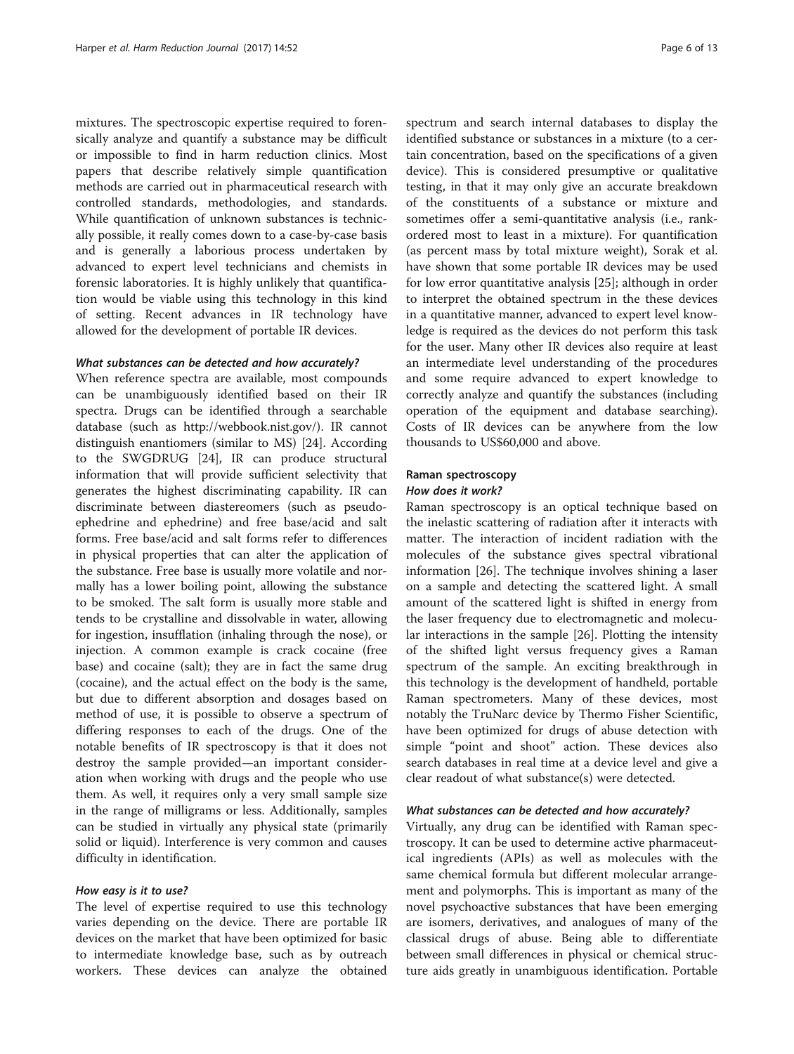mixtures. The spectroscopic expertise required to forensically analyze and quantify a substance may be difficult or impossible to find in harm reduction clinics. Most papers that describe relatively simple quantification methods are carried out in pharmaceutical research with controlled standards, methodologies, and standards. While quantification of unknown substances is technically possible, it really comes down to a case-by-case basis and is generally a laborious process undertaken by advanced to expert level technicians and chemists in forensic laboratories. It is highly unlikely that quantification would be viable using this technology in this kind of setting. Recent advances in IR technology have allowed for the development of portable IR devices.

#### *What substances can be detected and how accurately?*

When reference spectra are available, most compounds can be unambiguously identified based on their IR spectra. Drugs can be identified through a searchable database (such as http://webbook.nist.gov/). IR cannot distinguish enantiomers (similar to MS) [24]. According to the SWGDRUG [24], IR can produce structural information that will provide sufficient selectivity that generates the highest discriminating capability. IR can discriminate between diastereomers (such as pseudoephedrine and ephedrine) and free base/acid and salt forms. Free base/acid and salt forms refer to differences in physical properties that can alter the application of the substance. Free base is usually more volatile and normally has a lower boiling point, allowing the substance to be smoked. The salt form is usually more stable and tends to be crystalline and dissolvable in water, allowing for ingestion, insufflation (inhaling through the nose), or injection. A common example is crack cocaine (free base) and cocaine (salt); they are in fact the same drug (cocaine), and the actual effect on the body is the same, but due to different absorption and dosages based on method of use, it is possible to observe a spectrum of differing responses to each of the drugs. One of the notable benefits of IR spectroscopy is that it does not destroy the sample provided—an important consideration when working with drugs and the people who use them. As well, it requires only a very small sample size in the range of milligrams or less. Additionally, samples can be studied in virtually any physical state (primarily solid or liquid). Interference is very common and causes difficulty in identification.

#### *How easy is it to use?*

The level of expertise required to use this technology varies depending on the device. There are portable IR devices on the market that have been optimized for basic to intermediate knowledge base, such as by outreach workers. These devices can analyze the obtained spectrum and search internal databases to display the identified substance or substances in a mixture (to a certain concentration, based on the specifications of a given device). This is considered presumptive or qualitative testing, in that it may only give an accurate breakdown of the constituents of a substance or mixture and sometimes offer a semi-quantitative analysis (i.e., rank-ordered most to least in a mixture). For quantification (as percent mass by total mixture weight), Sorak et al. have shown that some portable IR devices may be used for low error quantitative analysis [25]; although in order to interpret the obtained spectrum in the these devices in a quantitative manner, advanced to expert level knowledge is required as the devices do not perform this task for the user. Many other IR devices also require at least an intermediate level understanding of the procedures and some require advanced to expert knowledge to correctly analyze and quantify the substances (including operation of the equipment and database searching). Costs of IR devices can be anywhere from the low thousands to US$60,000 and above.

### Raman spectroscopy

#### *How does it work?*

Raman spectroscopy is an optical technique based on the inelastic scattering of radiation after it interacts with matter. The interaction of incident radiation with the molecules of the substance gives spectral vibrational information [26]. The technique involves shining a laser on a sample and detecting the scattered light. A small amount of the scattered light is shifted in energy from the laser frequency due to electromagnetic and molecular interactions in the sample [26]. Plotting the intensity of the shifted light versus frequency gives a Raman spectrum of the sample. An exciting breakthrough in this technology is the development of handheld, portable Raman spectrometers. Many of these devices, most notably the TruNarc device by Thermo Fisher Scientific, have been optimized for drugs of abuse detection with simple "point and shoot" action. These devices also search databases in real time at a device level and give a clear readout of what substance(s) were detected.

#### *What substances can be detected and how accurately?*

Virtually, any drug can be identified with Raman spectroscopy. It can be used to determine active pharmaceutical ingredients (APIs) as well as molecules with the same chemical formula but different molecular arrangement and polymorphs. This is important as many of the novel psychoactive substances that have been emerging are isomers, derivatives, and analogues of many of the classical drugs of abuse. Being able to differentiate between small differences in physical or chemical structure aids greatly in unambiguous identification. Portable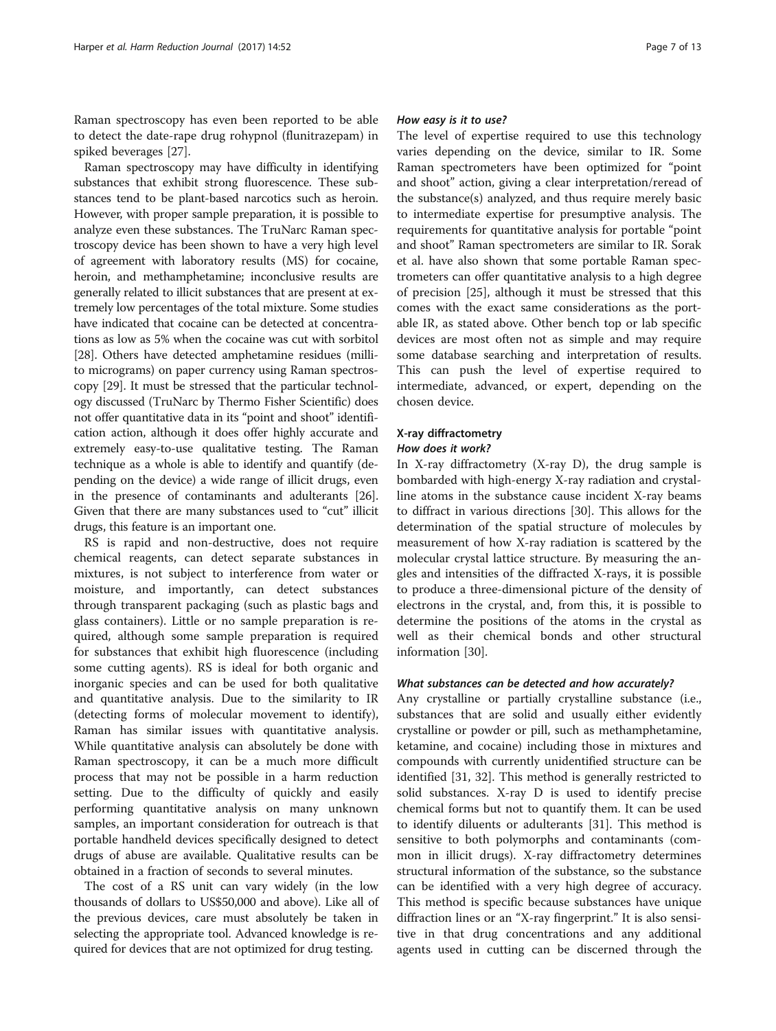Raman spectroscopy has even been reported to be able to detect the date-rape drug rohypnol (flunitrazepam) in spiked beverages [27].

Raman spectroscopy may have difficulty in identifying substances that exhibit strong fluorescence. These substances tend to be plant-based narcotics such as heroin. However, with proper sample preparation, it is possible to analyze even these substances. The TruNarc Raman spectroscopy device has been shown to have a very high level of agreement with laboratory results (MS) for cocaine, heroin, and methamphetamine; inconclusive results are generally related to illicit substances that are present at extremely low percentages of the total mixture. Some studies have indicated that cocaine can be detected at concentrations as low as 5% when the cocaine was cut with sorbitol [28]. Others have detected amphetamine residues (milli- to micrograms) on paper currency using Raman spectroscopy [29]. It must be stressed that the particular technology discussed (TruNarc by Thermo Fisher Scientific) does not offer quantitative data in its "point and shoot" identification action, although it does offer highly accurate and extremely easy-to-use qualitative testing. The Raman technique as a whole is able to identify and quantify (depending on the device) a wide range of illicit drugs, even in the presence of contaminants and adulterants [26]. Given that there are many substances used to "cut" illicit drugs, this feature is an important one.

RS is rapid and non-destructive, does not require chemical reagents, can detect separate substances in mixtures, is not subject to interference from water or moisture, and importantly, can detect substances through transparent packaging (such as plastic bags and glass containers). Little or no sample preparation is required, although some sample preparation is required for substances that exhibit high fluorescence (including some cutting agents). RS is ideal for both organic and inorganic species and can be used for both qualitative and quantitative analysis. Due to the similarity to IR (detecting forms of molecular movement to identify), Raman has similar issues with quantitative analysis. While quantitative analysis can absolutely be done with Raman spectroscopy, it can be a much more difficult process that may not be possible in a harm reduction setting. Due to the difficulty of quickly and easily performing quantitative analysis on many unknown samples, an important consideration for outreach is that portable handheld devices specifically designed to detect drugs of abuse are available. Qualitative results can be obtained in a fraction of seconds to several minutes.

The cost of a RS unit can vary widely (in the low thousands of dollars to US$50,000 and above). Like all of the previous devices, care must absolutely be taken in selecting the appropriate tool. Advanced knowledge is required for devices that are not optimized for drug testing.

#### *How easy is it to use?*

The level of expertise required to use this technology varies depending on the device, similar to IR. Some Raman spectrometers have been optimized for "point and shoot" action, giving a clear interpretation/reread of the substance(s) analyzed, and thus require merely basic to intermediate expertise for presumptive analysis. The requirements for quantitative analysis for portable "point and shoot" Raman spectrometers are similar to IR. Sorak et al. have also shown that some portable Raman spectrometers can offer quantitative analysis to a high degree of precision [25], although it must be stressed that this comes with the exact same considerations as the portable IR, as stated above. Other bench top or lab specific devices are most often not as simple and may require some database searching and interpretation of results. This can push the level of expertise required to intermediate, advanced, or expert, depending on the chosen device.

### X-ray diffractometry

#### *How does it work?*

In X-ray diffractometry (X-ray D), the drug sample is bombarded with high-energy X-ray radiation and crystalline atoms in the substance cause incident X-ray beams to diffract in various directions [30]. This allows for the determination of the spatial structure of molecules by measurement of how X-ray radiation is scattered by the molecular crystal lattice structure. By measuring the angles and intensities of the diffracted X-rays, it is possible to produce a three-dimensional picture of the density of electrons in the crystal, and, from this, it is possible to determine the positions of the atoms in the crystal as well as their chemical bonds and other structural information [30].

#### *What substances can be detected and how accurately?*

Any crystalline or partially crystalline substance (i.e., substances that are solid and usually either evidently crystalline or powder or pill, such as methamphetamine, ketamine, and cocaine) including those in mixtures and compounds with currently unidentified structure can be identified [31, 32]. This method is generally restricted to solid substances. X-ray D is used to identify precise chemical forms but not to quantify them. It can be used to identify diluents or adulterants [31]. This method is sensitive to both polymorphs and contaminants (common in illicit drugs). X-ray diffractometry determines structural information of the substance, so the substance can be identified with a very high degree of accuracy. This method is specific because substances have unique diffraction lines or an "X-ray fingerprint." It is also sensitive in that drug concentrations and any additional agents used in cutting can be discerned through the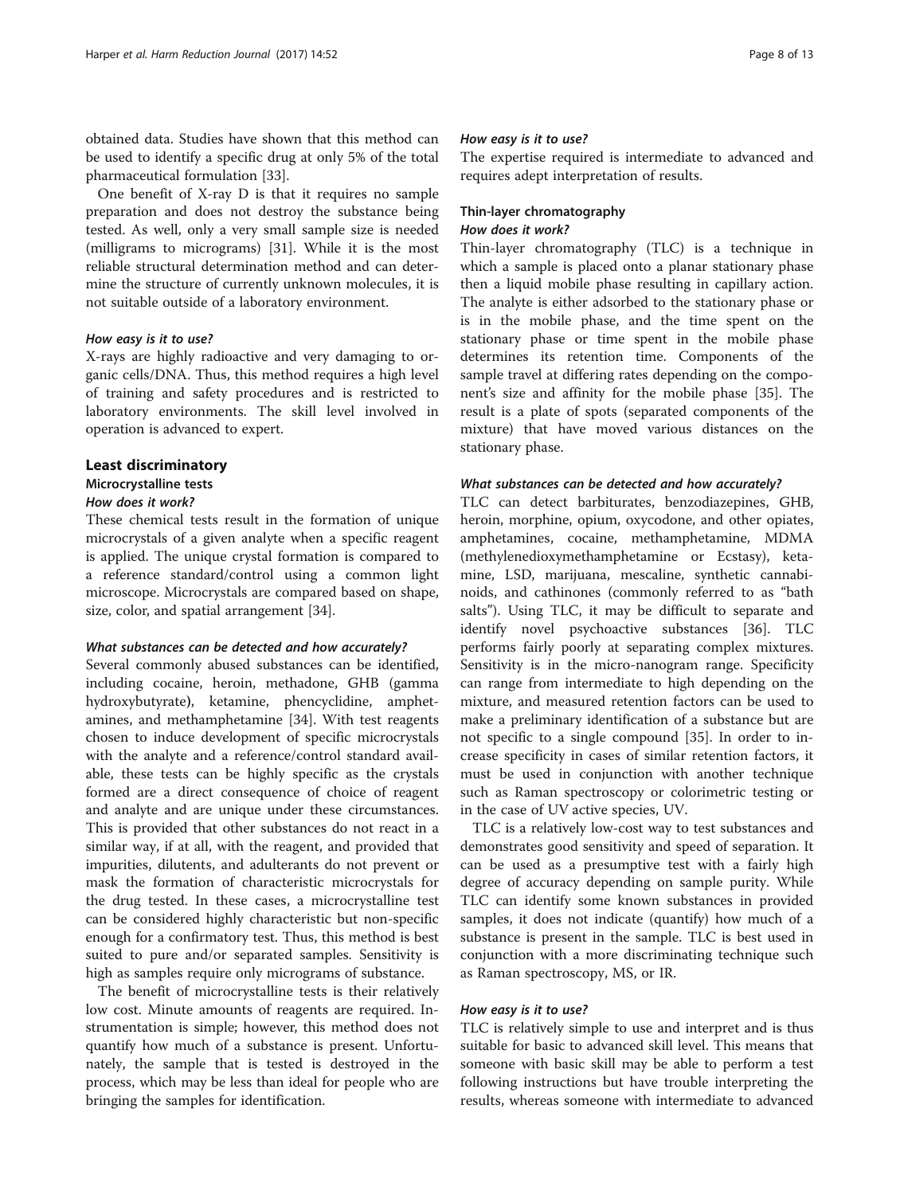obtained data. Studies have shown that this method can be used to identify a specific drug at only 5% of the total pharmaceutical formulation [33].

One benefit of X-ray D is that it requires no sample preparation and does not destroy the substance being tested. As well, only a very small sample size is needed (milligrams to micrograms) [31]. While it is the most reliable structural determination method and can determine the structure of currently unknown molecules, it is not suitable outside of a laboratory environment.

#### *How easy is it to use?*

X-rays are highly radioactive and very damaging to organic cells/DNA. Thus, this method requires a high level of training and safety procedures and is restricted to laboratory environments. The skill level involved in operation is advanced to expert.

## Least discriminatory

### Microcrystalline tests

#### *How does it work?*

These chemical tests result in the formation of unique microcrystals of a given analyte when a specific reagent is applied. The unique crystal formation is compared to a reference standard/control using a common light microscope. Microcrystals are compared based on shape, size, color, and spatial arrangement [34].

#### *What substances can be detected and how accurately?*

Several commonly abused substances can be identified, including cocaine, heroin, methadone, GHB (gamma hydroxybutyrate), ketamine, phencyclidine, amphetamines, and methamphetamine [34]. With test reagents chosen to induce development of specific microcrystals with the analyte and a reference/control standard available, these tests can be highly specific as the crystals formed are a direct consequence of choice of reagent and analyte and are unique under these circumstances. This is provided that other substances do not react in a similar way, if at all, with the reagent, and provided that impurities, dilutents, and adulterants do not prevent or mask the formation of characteristic microcrystals for the drug tested. In these cases, a microcrystalline test can be considered highly characteristic but non-specific enough for a confirmatory test. Thus, this method is best suited to pure and/or separated samples. Sensitivity is high as samples require only micrograms of substance.

The benefit of microcrystalline tests is their relatively low cost. Minute amounts of reagents are required. Instrumentation is simple; however, this method does not quantify how much of a substance is present. Unfortunately, the sample that is tested is destroyed in the process, which may be less than ideal for people who are bringing the samples for identification.

#### *How easy is it to use?*

The expertise required is intermediate to advanced and requires adept interpretation of results.

### Thin-layer chromatography

#### *How does it work?*

Thin-layer chromatography (TLC) is a technique in which a sample is placed onto a planar stationary phase then a liquid mobile phase resulting in capillary action. The analyte is either adsorbed to the stationary phase or is in the mobile phase, and the time spent on the stationary phase or time spent in the mobile phase determines its retention time. Components of the sample travel at differing rates depending on the component's size and affinity for the mobile phase [35]. The result is a plate of spots (separated components of the mixture) that have moved various distances on the stationary phase.

#### *What substances can be detected and how accurately?*

TLC can detect barbiturates, benzodiazepines, GHB, heroin, morphine, opium, oxycodone, and other opiates, amphetamines, cocaine, methamphetamine, MDMA (methylenedioxymethamphetamine or Ecstasy), ketamine, LSD, marijuana, mescaline, synthetic cannabinoids, and cathinones (commonly referred to as "bath salts"). Using TLC, it may be difficult to separate and identify novel psychoactive substances [36]. TLC performs fairly poorly at separating complex mixtures. Sensitivity is in the micro-nanogram range. Specificity can range from intermediate to high depending on the mixture, and measured retention factors can be used to make a preliminary identification of a substance but are not specific to a single compound [35]. In order to increase specificity in cases of similar retention factors, it must be used in conjunction with another technique such as Raman spectroscopy or colorimetric testing or in the case of UV active species, UV.

TLC is a relatively low-cost way to test substances and demonstrates good sensitivity and speed of separation. It can be used as a presumptive test with a fairly high degree of accuracy depending on sample purity. While TLC can identify some known substances in provided samples, it does not indicate (quantify) how much of a substance is present in the sample. TLC is best used in conjunction with a more discriminating technique such as Raman spectroscopy, MS, or IR.

#### *How easy is it to use?*

TLC is relatively simple to use and interpret and is thus suitable for basic to advanced skill level. This means that someone with basic skill may be able to perform a test following instructions but have trouble interpreting the results, whereas someone with intermediate to advanced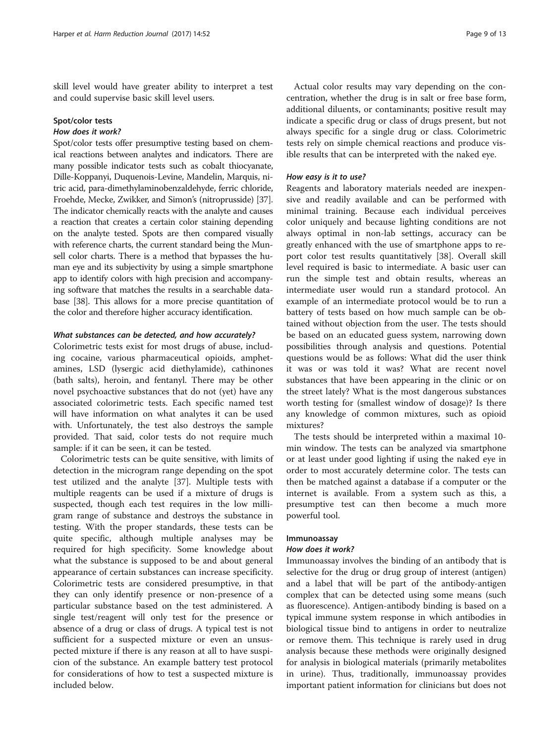skill level would have greater ability to interpret a test and could supervise basic skill level users.

### Spot/color tests

#### *How does it work?*

Spot/color tests offer presumptive testing based on chemical reactions between analytes and indicators. There are many possible indicator tests such as cobalt thiocyanate, Dille-Koppanyi, Duquenois-Levine, Mandelin, Marquis, nitric acid, para-dimethylaminobenzaldehyde, ferric chloride, Froehde, Mecke, Zwikker, and Simon's (nitroprusside) [37]. The indicator chemically reacts with the analyte and causes a reaction that creates a certain color staining depending on the analyte tested. Spots are then compared visually with reference charts, the current standard being the Munsell color charts. There is a method that bypasses the human eye and its subjectivity by using a simple smartphone app to identify colors with high precision and accompanying software that matches the results in a searchable database [38]. This allows for a more precise quantitation of the color and therefore higher accuracy identification.

#### *What substances can be detected, and how accurately?*

Colorimetric tests exist for most drugs of abuse, including cocaine, various pharmaceutical opioids, amphetamines, LSD (lysergic acid diethylamide), cathinones (bath salts), heroin, and fentanyl. There may be other novel psychoactive substances that do not (yet) have any associated colorimetric tests. Each specific named test will have information on what analytes it can be used with. Unfortunately, the test also destroys the sample provided. That said, color tests do not require much sample: if it can be seen, it can be tested.

Colorimetric tests can be quite sensitive, with limits of detection in the microgram range depending on the spot test utilized and the analyte [37]. Multiple tests with multiple reagents can be used if a mixture of drugs is suspected, though each test requires in the low milligram range of substance and destroys the substance in testing. With the proper standards, these tests can be quite specific, although multiple analyses may be required for high specificity. Some knowledge about what the substance is supposed to be and about general appearance of certain substances can increase specificity. Colorimetric tests are considered presumptive, in that they can only identify presence or non-presence of a particular substance based on the test administered. A single test/reagent will only test for the presence or absence of a drug or class of drugs. A typical test is not sufficient for a suspected mixture or even an unsuspected mixture if there is any reason at all to have suspicion of the substance. An example battery test protocol for considerations of how to test a suspected mixture is included below.

Actual color results may vary depending on the concentration, whether the drug is in salt or free base form, additional diluents, or contaminants; positive result may indicate a specific drug or class of drugs present, but not always specific for a single drug or class. Colorimetric tests rely on simple chemical reactions and produce visible results that can be interpreted with the naked eye.

#### *How easy is it to use?*

Reagents and laboratory materials needed are inexpensive and readily available and can be performed with minimal training. Because each individual perceives color uniquely and because lighting conditions are not always optimal in non-lab settings, accuracy can be greatly enhanced with the use of smartphone apps to report color test results quantitatively [38]. Overall skill level required is basic to intermediate. A basic user can run the simple test and obtain results, whereas an intermediate user would run a standard protocol. An example of an intermediate protocol would be to run a battery of tests based on how much sample can be obtained without objection from the user. The tests should be based on an educated guess system, narrowing down possibilities through analysis and questions. Potential questions would be as follows: What did the user think it was or was told it was? What are recent novel substances that have been appearing in the clinic or on the street lately? What is the most dangerous substances worth testing for (smallest window of dosage)? Is there any knowledge of common mixtures, such as opioid mixtures?

The tests should be interpreted within a maximal 10-min window. The tests can be analyzed via smartphone or at least under good lighting if using the naked eye in order to most accurately determine color. The tests can then be matched against a database if a computer or the internet is available. From a system such as this, a presumptive test can then become a much more powerful tool.

### Immunoassay

#### *How does it work?*

Immunoassay involves the binding of an antibody that is selective for the drug or drug group of interest (antigen) and a label that will be part of the antibody-antigen complex that can be detected using some means (such as fluorescence). Antigen-antibody binding is based on a typical immune system response in which antibodies in biological tissue bind to antigens in order to neutralize or remove them. This technique is rarely used in drug analysis because these methods were originally designed for analysis in biological materials (primarily metabolites in urine). Thus, traditionally, immunoassay provides important patient information for clinicians but does not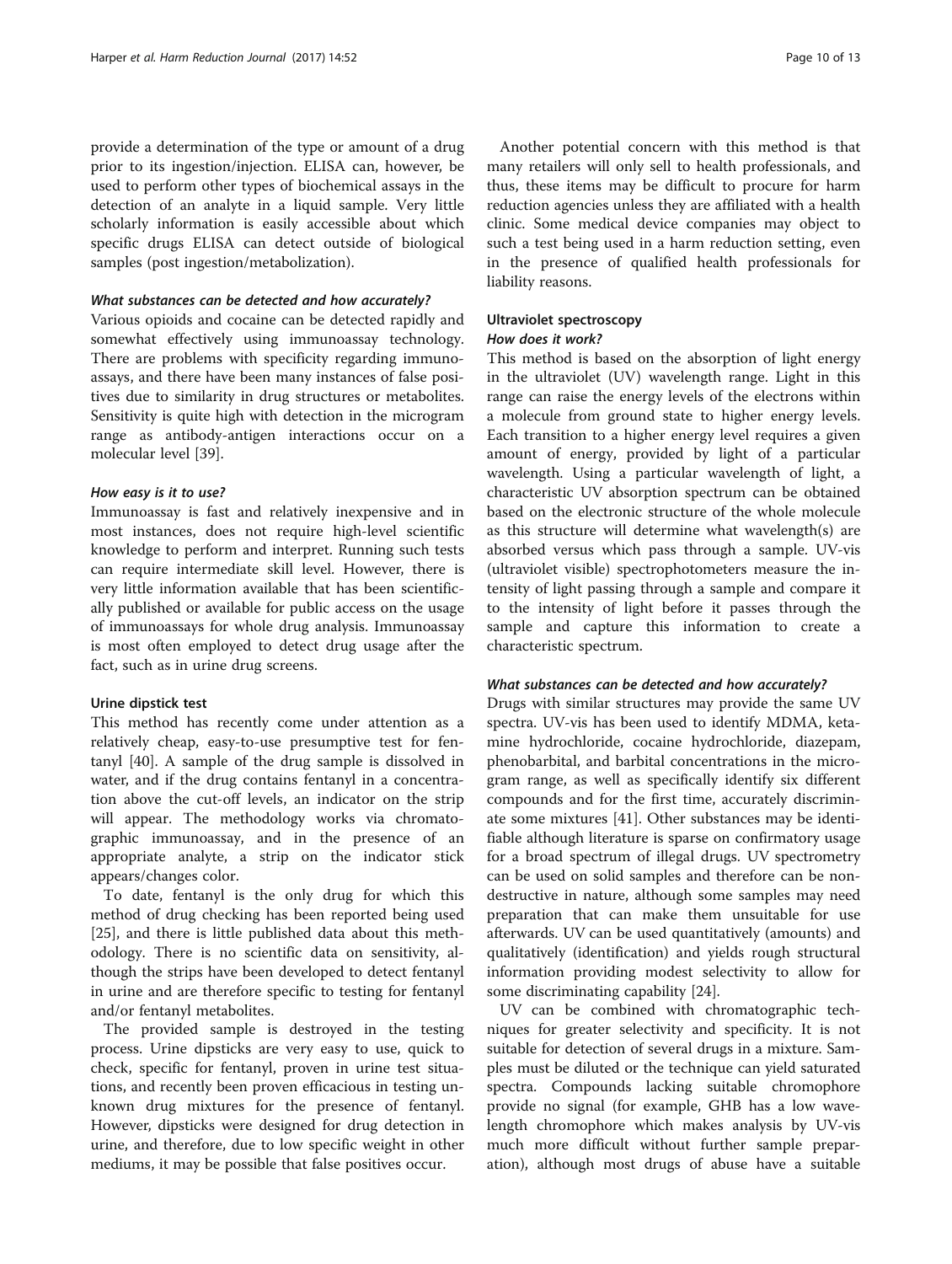provide a determination of the type or amount of a drug prior to its ingestion/injection. ELISA can, however, be used to perform other types of biochemical assays in the detection of an analyte in a liquid sample. Very little scholarly information is easily accessible about which specific drugs ELISA can detect outside of biological samples (post ingestion/metabolization).

#### *What substances can be detected and how accurately?*

Various opioids and cocaine can be detected rapidly and somewhat effectively using immunoassay technology. There are problems with specificity regarding immunoassays, and there have been many instances of false positives due to similarity in drug structures or metabolites. Sensitivity is quite high with detection in the microgram range as antibody-antigen interactions occur on a molecular level [39].

#### *How easy is it to use?*

Immunoassay is fast and relatively inexpensive and in most instances, does not require high-level scientific knowledge to perform and interpret. Running such tests can require intermediate skill level. However, there is very little information available that has been scientifically published or available for public access on the usage of immunoassays for whole drug analysis. Immunoassay is most often employed to detect drug usage after the fact, such as in urine drug screens.

### Urine dipstick test

This method has recently come under attention as a relatively cheap, easy-to-use presumptive test for fentanyl [40]. A sample of the drug sample is dissolved in water, and if the drug contains fentanyl in a concentration above the cut-off levels, an indicator on the strip will appear. The methodology works via chromatographic immunoassay, and in the presence of an appropriate analyte, a strip on the indicator stick appears/changes color.

To date, fentanyl is the only drug for which this method of drug checking has been reported being used [25], and there is little published data about this methodology. There is no scientific data on sensitivity, although the strips have been developed to detect fentanyl in urine and are therefore specific to testing for fentanyl and/or fentanyl metabolites.

The provided sample is destroyed in the testing process. Urine dipsticks are very easy to use, quick to check, specific for fentanyl, proven in urine test situations, and recently been proven efficacious in testing unknown drug mixtures for the presence of fentanyl. However, dipsticks were designed for drug detection in urine, and therefore, due to low specific weight in other mediums, it may be possible that false positives occur.

Another potential concern with this method is that many retailers will only sell to health professionals, and thus, these items may be difficult to procure for harm reduction agencies unless they are affiliated with a health clinic. Some medical device companies may object to such a test being used in a harm reduction setting, even in the presence of qualified health professionals for liability reasons.

### Ultraviolet spectroscopy

#### *How does it work?*

This method is based on the absorption of light energy in the ultraviolet (UV) wavelength range. Light in this range can raise the energy levels of the electrons within a molecule from ground state to higher energy levels. Each transition to a higher energy level requires a given amount of energy, provided by light of a particular wavelength. Using a particular wavelength of light, a characteristic UV absorption spectrum can be obtained based on the electronic structure of the whole molecule as this structure will determine what wavelength(s) are absorbed versus which pass through a sample. UV-vis (ultraviolet visible) spectrophotometers measure the intensity of light passing through a sample and compare it to the intensity of light before it passes through the sample and capture this information to create a characteristic spectrum.

#### *What substances can be detected and how accurately?*

Drugs with similar structures may provide the same UV spectra. UV-vis has been used to identify MDMA, ketamine hydrochloride, cocaine hydrochloride, diazepam, phenobarbital, and barbital concentrations in the microgram range, as well as specifically identify six different compounds and for the first time, accurately discriminate some mixtures [41]. Other substances may be identifiable although literature is sparse on confirmatory usage for a broad spectrum of illegal drugs. UV spectrometry can be used on solid samples and therefore can be nondestructive in nature, although some samples may need preparation that can make them unsuitable for use afterwards. UV can be used quantitatively (amounts) and qualitatively (identification) and yields rough structural information providing modest selectivity to allow for some discriminating capability [24].

UV can be combined with chromatographic techniques for greater selectivity and specificity. It is not suitable for detection of several drugs in a mixture. Samples must be diluted or the technique can yield saturated spectra. Compounds lacking suitable chromophore provide no signal (for example, GHB has a low wavelength chromophore which makes analysis by UV-vis much more difficult without further sample preparation), although most drugs of abuse have a suitable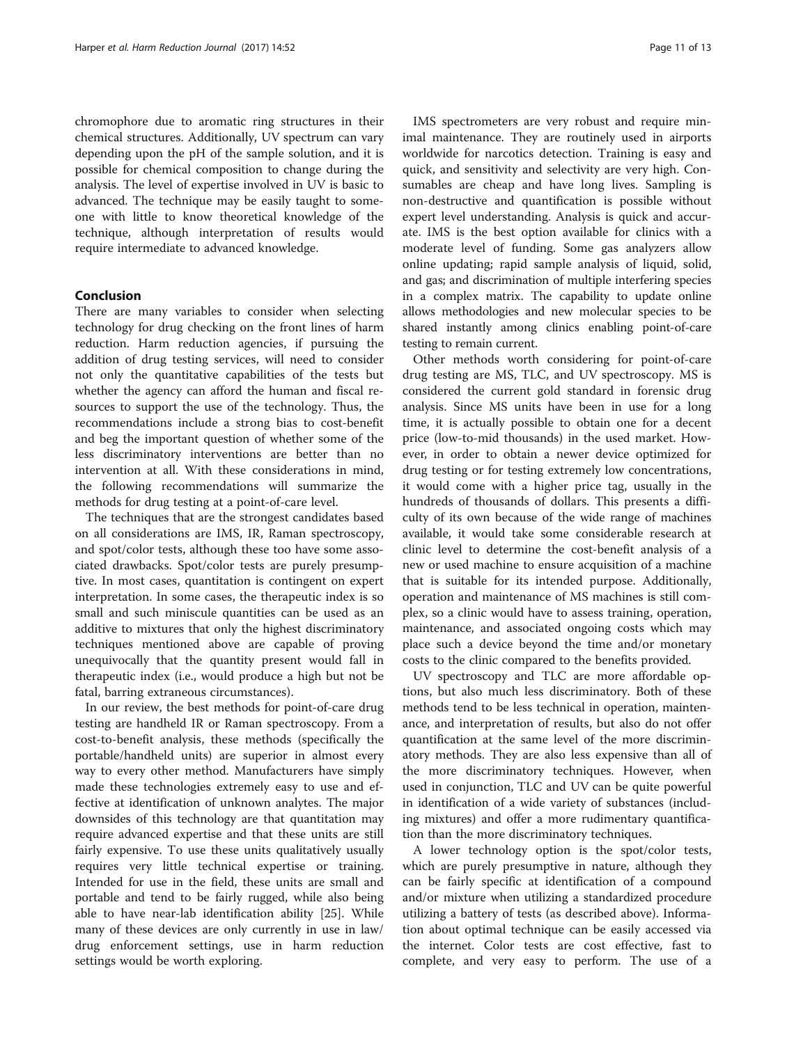chromophore due to aromatic ring structures in their chemical structures. Additionally, UV spectrum can vary depending upon the pH of the sample solution, and it is possible for chemical composition to change during the analysis. The level of expertise involved in UV is basic to advanced. The technique may be easily taught to someone with little to know theoretical knowledge of the technique, although interpretation of results would require intermediate to advanced knowledge.

## Conclusion

There are many variables to consider when selecting technology for drug checking on the front lines of harm reduction. Harm reduction agencies, if pursuing the addition of drug testing services, will need to consider not only the quantitative capabilities of the tests but whether the agency can afford the human and fiscal resources to support the use of the technology. Thus, the recommendations include a strong bias to cost-benefit and beg the important question of whether some of the less discriminatory interventions are better than no intervention at all. With these considerations in mind, the following recommendations will summarize the methods for drug testing at a point-of-care level.

The techniques that are the strongest candidates based on all considerations are IMS, IR, Raman spectroscopy, and spot/color tests, although these too have some associated drawbacks. Spot/color tests are purely presumptive. In most cases, quantitation is contingent on expert interpretation. In some cases, the therapeutic index is so small and such miniscule quantities can be used as an additive to mixtures that only the highest discriminatory techniques mentioned above are capable of proving unequivocally that the quantity present would fall in therapeutic index (i.e., would produce a high but not be fatal, barring extraneous circumstances).

In our review, the best methods for point-of-care drug testing are handheld IR or Raman spectroscopy. From a cost-to-benefit analysis, these methods (specifically the portable/handheld units) are superior in almost every way to every other method. Manufacturers have simply made these technologies extremely easy to use and effective at identification of unknown analytes. The major downsides of this technology are that quantitation may require advanced expertise and that these units are still fairly expensive. To use these units qualitatively usually requires very little technical expertise or training. Intended for use in the field, these units are small and portable and tend to be fairly rugged, while also being able to have near-lab identification ability [25]. While many of these devices are only currently in use in law/drug enforcement settings, use in harm reduction settings would be worth exploring.

IMS spectrometers are very robust and require minimal maintenance. They are routinely used in airports worldwide for narcotics detection. Training is easy and quick, and sensitivity and selectivity are very high. Consumables are cheap and have long lives. Sampling is non-destructive and quantification is possible without expert level understanding. Analysis is quick and accurate. IMS is the best option available for clinics with a moderate level of funding. Some gas analyzers allow online updating; rapid sample analysis of liquid, solid, and gas; and discrimination of multiple interfering species in a complex matrix. The capability to update online allows methodologies and new molecular species to be shared instantly among clinics enabling point-of-care testing to remain current.

Other methods worth considering for point-of-care drug testing are MS, TLC, and UV spectroscopy. MS is considered the current gold standard in forensic drug analysis. Since MS units have been in use for a long time, it is actually possible to obtain one for a decent price (low-to-mid thousands) in the used market. However, in order to obtain a newer device optimized for drug testing or for testing extremely low concentrations, it would come with a higher price tag, usually in the hundreds of thousands of dollars. This presents a difficulty of its own because of the wide range of machines available, it would take some considerable research at clinic level to determine the cost-benefit analysis of a new or used machine to ensure acquisition of a machine that is suitable for its intended purpose. Additionally, operation and maintenance of MS machines is still complex, so a clinic would have to assess training, operation, maintenance, and associated ongoing costs which may place such a device beyond the time and/or monetary costs to the clinic compared to the benefits provided.

UV spectroscopy and TLC are more affordable options, but also much less discriminatory. Both of these methods tend to be less technical in operation, maintenance, and interpretation of results, but also do not offer quantification at the same level of the more discriminatory methods. They are also less expensive than all of the more discriminatory techniques. However, when used in conjunction, TLC and UV can be quite powerful in identification of a wide variety of substances (including mixtures) and offer a more rudimentary quantification than the more discriminatory techniques.

A lower technology option is the spot/color tests, which are purely presumptive in nature, although they can be fairly specific at identification of a compound and/or mixture when utilizing a standardized procedure utilizing a battery of tests (as described above). Information about optimal technique can be easily accessed via the internet. Color tests are cost effective, fast to complete, and very easy to perform. The use of a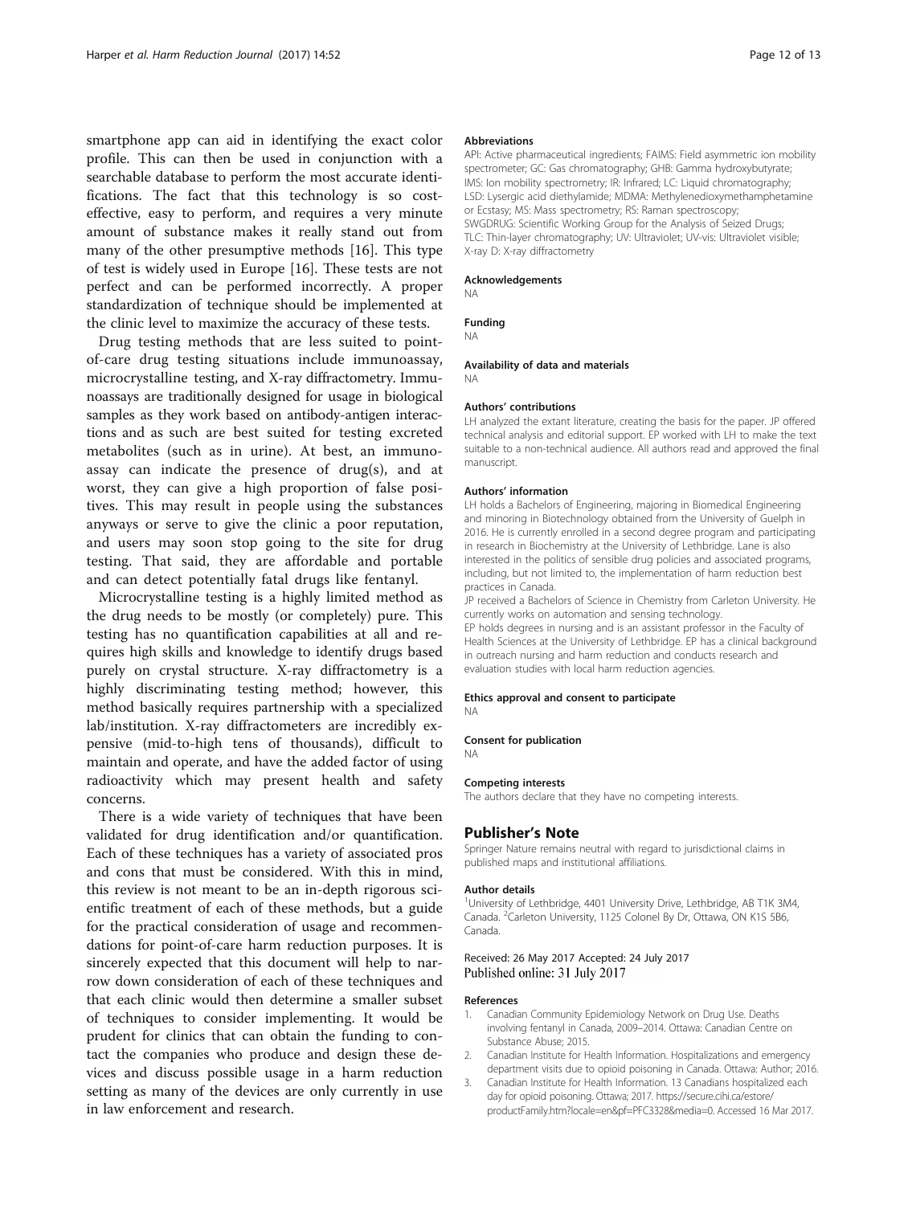smartphone app can aid in identifying the exact color profile. This can then be used in conjunction with a searchable database to perform the most accurate identifications. The fact that this technology is so cost-effective, easy to perform, and requires a very minute amount of substance makes it really stand out from many of the other presumptive methods [16]. This type of test is widely used in Europe [16]. These tests are not perfect and can be performed incorrectly. A proper standardization of technique should be implemented at the clinic level to maximize the accuracy of these tests.

Drug testing methods that are less suited to point-of-care drug testing situations include immunoassay, microcrystalline testing, and X-ray diffractometry. Immunoassays are traditionally designed for usage in biological samples as they work based on antibody-antigen interactions and as such are best suited for testing excreted metabolites (such as in urine). At best, an immunoassay can indicate the presence of drug(s), and at worst, they can give a high proportion of false positives. This may result in people using the substances anyways or serve to give the clinic a poor reputation, and users may soon stop going to the site for drug testing. That said, they are affordable and portable and can detect potentially fatal drugs like fentanyl.

Microcrystalline testing is a highly limited method as the drug needs to be mostly (or completely) pure. This testing has no quantification capabilities at all and requires high skills and knowledge to identify drugs based purely on crystal structure. X-ray diffractometry is a highly discriminating testing method; however, this method basically requires partnership with a specialized lab/institution. X-ray diffractometers are incredibly expensive (mid-to-high tens of thousands), difficult to maintain and operate, and have the added factor of using radioactivity which may present health and safety concerns.

There is a wide variety of techniques that have been validated for drug identification and/or quantification. Each of these techniques has a variety of associated pros and cons that must be considered. With this in mind, this review is not meant to be an in-depth rigorous scientific treatment of each of these methods, but a guide for the practical consideration of usage and recommendations for point-of-care harm reduction purposes. It is sincerely expected that this document will help to narrow down consideration of each of these techniques and that each clinic would then determine a smaller subset of techniques to consider implementing. It would be prudent for clinics that can obtain the funding to contact the companies who produce and design these devices and discuss possible usage in a harm reduction setting as many of the devices are only currently in use in law enforcement and research.

#### Abbreviations

API: Active pharmaceutical ingredients; FAIMS: Field asymmetric ion mobility spectrometer; GC: Gas chromatography; GHB: Gamma hydroxybutyrate; IMS: Ion mobility spectrometry; IR: Infrared; LC: Liquid chromatography; LSD: Lysergic acid diethylamide; MDMA: Methylenedioxymethamphetamine or Ecstasy; MS: Mass spectrometry; RS: Raman spectroscopy; SWGDRUG: Scientific Working Group for the Analysis of Seized Drugs; TLC: Thin-layer chromatography; UV: Ultraviolet; UV-vis: Ultraviolet visible; X-ray D: X-ray diffractometry

#### Acknowledgements

NA

#### Funding

NA

#### Availability of data and materials

NA

#### Authors' contributions

LH analyzed the extant literature, creating the basis for the paper. JP offered technical analysis and editorial support. EP worked with LH to make the text suitable to a non-technical audience. All authors read and approved the final manuscript.

#### Authors' information

LH holds a Bachelors of Engineering, majoring in Biomedical Engineering and minoring in Biotechnology obtained from the University of Guelph in 2016. He is currently enrolled in a second degree program and participating in research in Biochemistry at the University of Lethbridge. Lane is also interested in the politics of sensible drug policies and associated programs, including, but not limited to, the implementation of harm reduction best practices in Canada.

JP received a Bachelors of Science in Chemistry from Carleton University. He currently works on automation and sensing technology.

EP holds degrees in nursing and is an assistant professor in the Faculty of Health Sciences at the University of Lethbridge. EP has a clinical background in outreach nursing and harm reduction and conducts research and evaluation studies with local harm reduction agencies.

#### Ethics approval and consent to participate

NA

#### Consent for publication

NA

#### Competing interests

The authors declare that they have no competing interests.

## Publisher's Note

Springer Nature remains neutral with regard to jurisdictional claims in published maps and institutional affiliations.

#### Author details

[1]University of Lethbridge, 4401 University Drive, Lethbridge, AB T1K 3M4, Canada. [2]Carleton University, 1125 Colonel By Dr, Ottawa, ON K1S 5B6, Canada.

Received: 26 May 2017 Accepted: 24 July 2017
Published online: 31 July 2017

#### References

1. Canadian Community Epidemiology Network on Drug Use. Deaths involving fentanyl in Canada, 2009–2014. Ottawa: Canadian Centre on Substance Abuse; 2015.
2. Canadian Institute for Health Information. Hospitalizations and emergency department visits due to opioid poisoning in Canada. Ottawa: Author; 2016.
3. Canadian Institute for Health Information. 13 Canadians hospitalized each day for opioid poisoning. Ottawa; 2017. https://secure.cihi.ca/estore/productFamily.htm?locale=en&pf=PFC3328&media=0. Accessed 16 Mar 2017.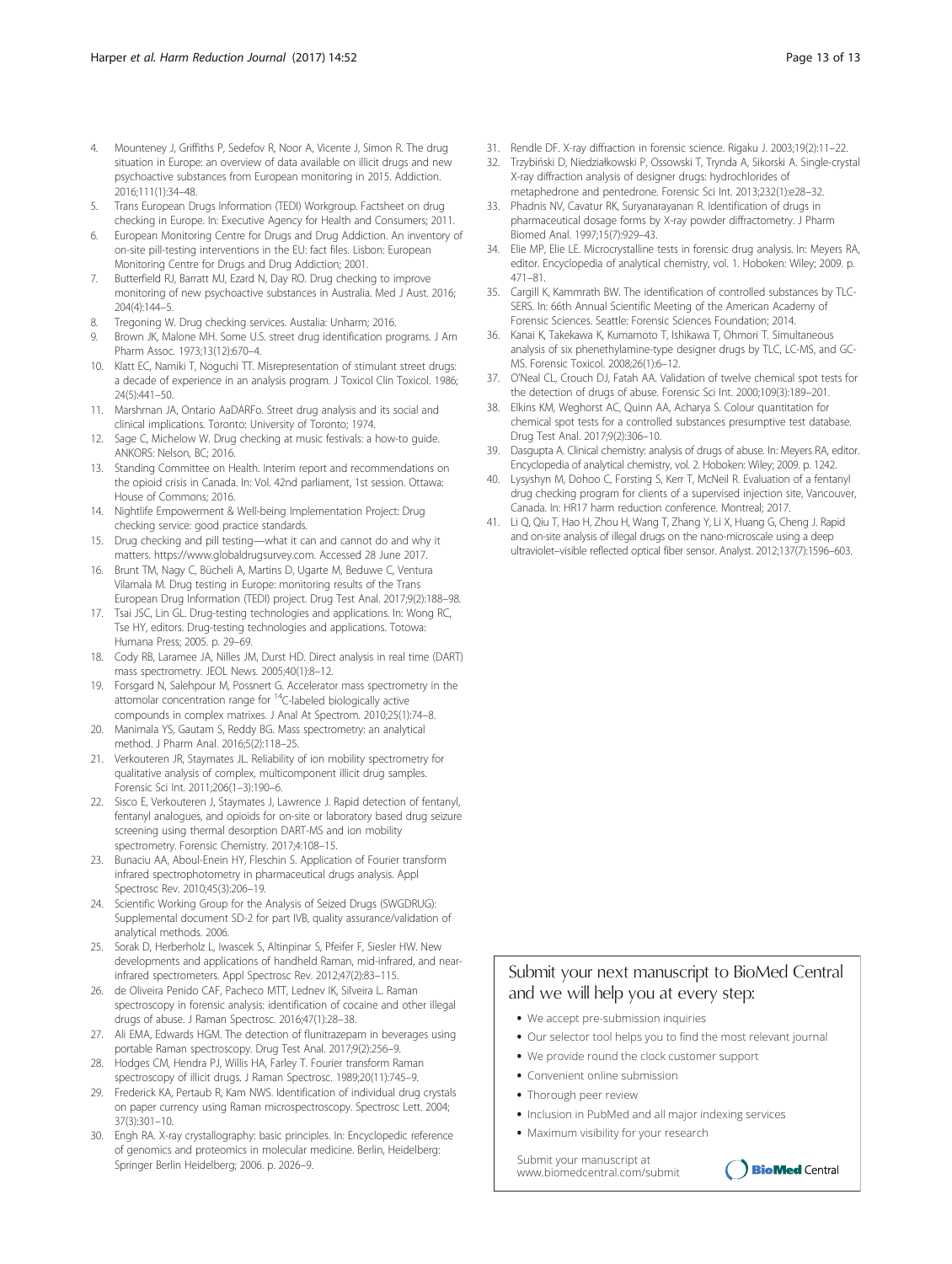4. Mounteney J, Griffiths P, Sedefov R, Noor A, Vicente J, Simon R. The drug situation in Europe: an overview of data available on illicit drugs and new psychoactive substances from European monitoring in 2015. Addiction. 2016;111(1):34–48.
5. Trans European Drugs Information (TEDI) Workgroup. Factsheet on drug checking in Europe. In: Executive Agency for Health and Consumers; 2011.
6. European Monitoring Centre for Drugs and Drug Addiction. An inventory of on-site pill-testing interventions in the EU: fact files. Lisbon: European Monitoring Centre for Drugs and Drug Addiction; 2001.
7. Butterfield RJ, Barratt MJ, Ezard N, Day RO. Drug checking to improve monitoring of new psychoactive substances in Australia. Med J Aust. 2016; 204(4):144–5.
8. Tregoning W. Drug checking services. Austalia: Unharm; 2016.
9. Brown JK, Malone MH. Some U.S. street drug identification programs. J Am Pharm Assoc. 1973;13(12):670–4.
10. Klatt EC, Namiki T, Noguchi TT. Misrepresentation of stimulant street drugs: a decade of experience in an analysis program. J Toxicol Clin Toxicol. 1986; 24(5):441–50.
11. Marshman JA, Ontario AaDARFo. Street drug analysis and its social and clinical implications. Toronto: University of Toronto; 1974.
12. Sage C, Michelow W. Drug checking at music festivals: a how-to guide. ANKORS: Nelson, BC; 2016.
13. Standing Committee on Health. Interim report and recommendations on the opioid crisis in Canada. In: Vol. 42nd parliament, 1st session. Ottawa: House of Commons; 2016.
14. Nightlife Empowerment & Well-being Implementation Project: Drug checking service: good practice standards.
15. Drug checking and pill testing—what it can and cannot do and why it matters. https://www.globaldrugsurvey.com. Accessed 28 June 2017.
16. Brunt TM, Nagy C, Bücheli A, Martins D, Ugarte M, Beduwe C, Ventura Vilamala M. Drug testing in Europe: monitoring results of the Trans European Drug Information (TEDI) project. Drug Test Anal. 2017;9(2):188–98.
17. Tsai JSC, Lin GL. Drug-testing technologies and applications. In: Wong RC, Tse HY, editors. Drug-testing technologies and applications. Totowa: Humana Press; 2005. p. 29–69.
18. Cody RB, Laramee JA, Nilles JM, Durst HD. Direct analysis in real time (DART) mass spectrometry. JEOL News. 2005;40(1):8–12.
19. Forsgard N, Salehpour M, Possnert G. Accelerator mass spectrometry in the attomolar concentration range for $^{14}$C-labeled biologically active compounds in complex matrixes. J Anal At Spectrom. 2010;25(1):74–8.
20. Manimala YS, Gautam S, Reddy BG. Mass spectrometry: an analytical method. J Pharm Anal. 2016;5(2):118–25.
21. Verkouteren JR, Staymates JL. Reliability of ion mobility spectrometry for qualitative analysis of complex, multicomponent illicit drug samples. Forensic Sci Int. 2011;206(1–3):190–6.
22. Sisco E, Verkouteren J, Staymates J, Lawrence J. Rapid detection of fentanyl, fentanyl analogues, and opioids for on-site or laboratory based drug seizure screening using thermal desorption DART-MS and ion mobility spectrometry. Forensic Chemistry. 2017;4:108–15.
23. Bunaciu AA, Aboul-Enein HY, Fleschin S. Application of Fourier transform infrared spectrophotometry in pharmaceutical drugs analysis. Appl Spectrosc Rev. 2010;45(3):206–19.
24. Scientific Working Group for the Analysis of Seized Drugs (SWGDRUG): Supplemental document SD-2 for part IVB, quality assurance/validation of analytical methods. 2006.
25. Sorak D, Herberholz L, Iwascek S, Altinpinar S, Pfeifer F, Siesler HW. New developments and applications of handheld Raman, mid-infrared, and near-infrared spectrometers. Appl Spectrosc Rev. 2012;47(2):83–115.
26. de Oliveira Penido CAF, Pacheco MTT, Lednev IK, Silveira L. Raman spectroscopy in forensic analysis: identification of cocaine and other illegal drugs of abuse. J Raman Spectrosc. 2016;47(1):28–38.
27. Ali EMA, Edwards HGM. The detection of flunitrazepam in beverages using portable Raman spectroscopy. Drug Test Anal. 2017;9(2):256–9.
28. Hodges CM, Hendra PJ, Willis HA, Farley T. Fourier transform Raman spectroscopy of illicit drugs. J Raman Spectrosc. 1989;20(11):745–9.
29. Frederick KA, Pertaub R, Kam NWS. Identification of individual drug crystals on paper currency using Raman microspectroscopy. Spectrosc Lett. 2004; 37(3):301–10.
30. Engh RA. X-ray crystallography: basic principles. In: Encyclopedic reference of genomics and proteomics in molecular medicine. Berlin, Heidelberg: Springer Berlin Heidelberg; 2006. p. 2026–9.
31. Rendle DF. X-ray diffraction in forensic science. Rigaku J. 2003;19(2):11–22.
32. Trzybiński D, Niedziałkowski P, Ossowski T, Trynda A, Sikorski A. Single-crystal X-ray diffraction analysis of designer drugs: hydrochlorides of metaphedrone and pentedrone. Forensic Sci Int. 2013;232(1):e28–32.
33. Phadnis NV, Cavatur RK, Suryanarayanan R. Identification of drugs in pharmaceutical dosage forms by X-ray powder diffractometry. J Pharm Biomed Anal. 1997;15(7):929–43.
34. Elie MP, Elie LE. Microcrystalline tests in forensic drug analysis. In: Meyers RA, editor. Encyclopedia of analytical chemistry, vol. 1. Hoboken: Wiley; 2009. p. 471–81.
35. Cargill K, Kammrath BW. The identification of controlled substances by TLC-SERS. In: 66th Annual Scientific Meeting of the American Academy of Forensic Sciences. Seattle: Forensic Sciences Foundation; 2014.
36. Kanai K, Takekawa K, Kumamoto T, Ishikawa T, Ohmori T. Simultaneous analysis of six phenethylamine-type designer drugs by TLC, LC-MS, and GC-MS. Forensic Toxicol. 2008;26(1):6–12.
37. O'Neal CL, Crouch DJ, Fatah AA. Validation of twelve chemical spot tests for the detection of drugs of abuse. Forensic Sci Int. 2000;109(3):189–201.
38. Elkins KM, Weghorst AC, Quinn AA, Acharya S. Colour quantitation for chemical spot tests for a controlled substances presumptive test database. Drug Test Anal. 2017;9(2):306–10.
39. Dasgupta A. Clinical chemistry: analysis of drugs of abuse. In: Meyers RA, editor. Encyclopedia of analytical chemistry, vol. 2. Hoboken: Wiley; 2009. p. 1242.
40. Lysyshyn M, Dohoo C, Forsting S, Kerr T, McNeil R. Evaluation of a fentanyl drug checking program for clients of a supervised injection site, Vancouver, Canada. In: HR17 harm reduction conference. Montreal; 2017.
41. Li Q, Qiu T, Hao H, Zhou H, Wang T, Zhang Y, Li X, Huang G, Cheng J. Rapid and on-site analysis of illegal drugs on the nano-microscale using a deep ultraviolet–visible reflected optical fiber sensor. Analyst. 2012;137(7):1596–603.

Submit your next manuscript to BioMed Central and we will help you at every step:

- We accept pre-submission inquiries
- Our selector tool helps you to find the most relevant journal
- We provide round the clock customer support
- Convenient online submission
- Thorough peer review
- Inclusion in PubMed and all major indexing services
- Maximum visibility for your research

Submit your manuscript at www.biomedcentral.com/submit

BioMed Central